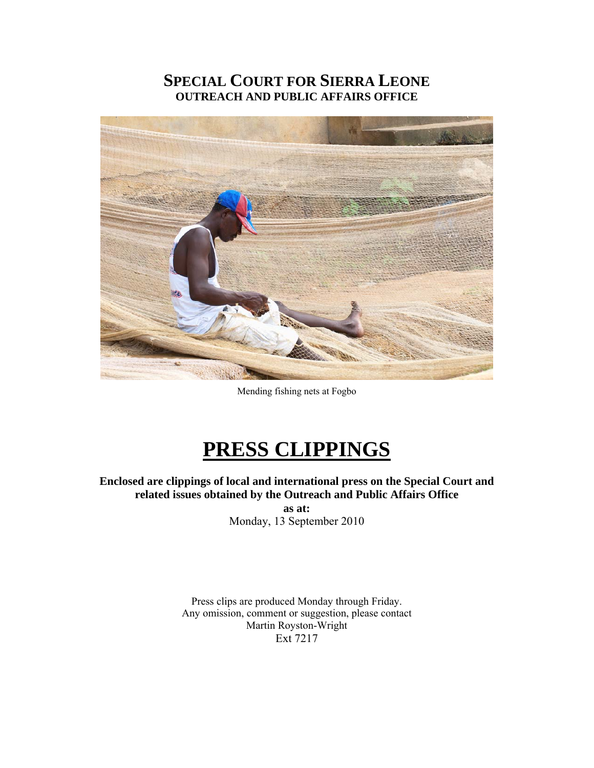# SPECIAL COURT FOR SIERRA LEONE
## OUTREACH AND PUBLIC AFFAIRS OFFICE

Mending fishing nets at Fogbo

# PRESS CLIPPINGS

**Enclosed are clippings of local and international press on the Special Court and related issues obtained by the Outreach and Public Affairs Office**

**as at:**

Monday, 13 September 2010

Press clips are produced Monday through Friday.
Any omission, comment or suggestion, please contact
Martin Royston-Wright
Ext 7217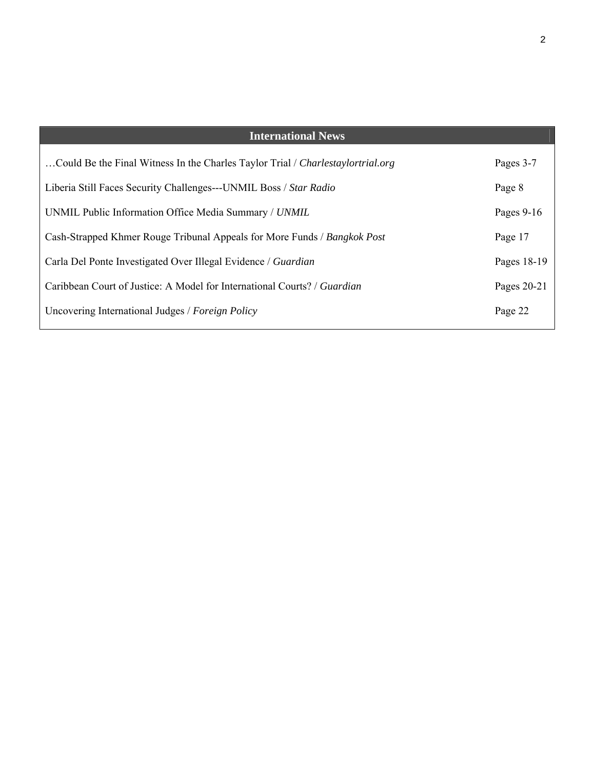| International News | |
|---|---|
| …Could Be the Final Witness In the Charles Taylor Trial / *Charlestaylortrial.org* | Pages 3-7 |
| Liberia Still Faces Security Challenges---UNMIL Boss / *Star Radio* | Page 8 |
| UNMIL Public Information Office Media Summary / *UNMIL* | Pages 9-16 |
| Cash-Strapped Khmer Rouge Tribunal Appeals for More Funds / *Bangkok Post* | Page 17 |
| Carla Del Ponte Investigated Over Illegal Evidence / *Guardian* | Pages 18-19 |
| Caribbean Court of Justice: A Model for International Courts? / *Guardian* | Pages 20-21 |
| Uncovering International Judges / *Foreign Policy* | Page 22 |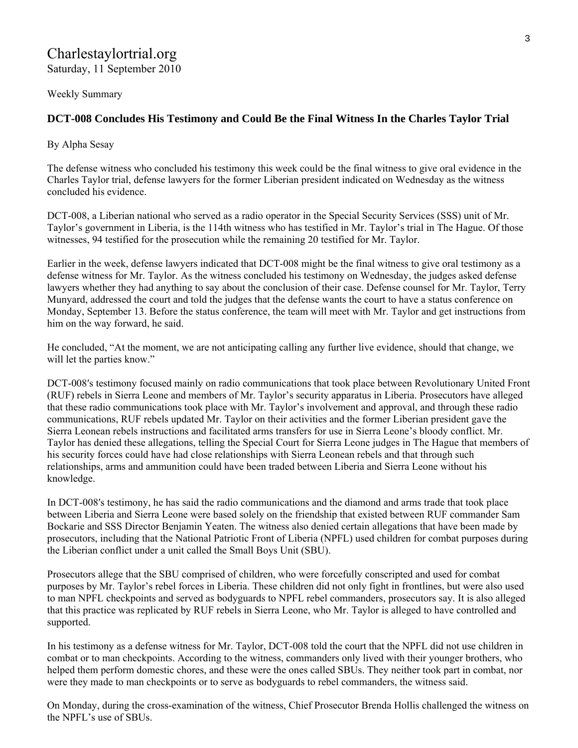Charlestaylortrial.org
Saturday, 11 September 2010

Weekly Summary

## DCT-008 Concludes His Testimony and Could Be the Final Witness In the Charles Taylor Trial

By Alpha Sesay

The defense witness who concluded his testimony this week could be the final witness to give oral evidence in the Charles Taylor trial, defense lawyers for the former Liberian president indicated on Wednesday as the witness concluded his evidence.

DCT-008, a Liberian national who served as a radio operator in the Special Security Services (SSS) unit of Mr. Taylor's government in Liberia, is the 114th witness who has testified in Mr. Taylor's trial in The Hague. Of those witnesses, 94 testified for the prosecution while the remaining 20 testified for Mr. Taylor.

Earlier in the week, defense lawyers indicated that DCT-008 might be the final witness to give oral testimony as a defense witness for Mr. Taylor. As the witness concluded his testimony on Wednesday, the judges asked defense lawyers whether they had anything to say about the conclusion of their case. Defense counsel for Mr. Taylor, Terry Munyard, addressed the court and told the judges that the defense wants the court to have a status conference on Monday, September 13. Before the status conference, the team will meet with Mr. Taylor and get instructions from him on the way forward, he said.

He concluded, "At the moment, we are not anticipating calling any further live evidence, should that change, we will let the parties know."

DCT-008′s testimony focused mainly on radio communications that took place between Revolutionary United Front (RUF) rebels in Sierra Leone and members of Mr. Taylor's security apparatus in Liberia. Prosecutors have alleged that these radio communications took place with Mr. Taylor's involvement and approval, and through these radio communications, RUF rebels updated Mr. Taylor on their activities and the former Liberian president gave the Sierra Leonean rebels instructions and facilitated arms transfers for use in Sierra Leone's bloody conflict. Mr. Taylor has denied these allegations, telling the Special Court for Sierra Leone judges in The Hague that members of his security forces could have had close relationships with Sierra Leonean rebels and that through such relationships, arms and ammunition could have been traded between Liberia and Sierra Leone without his knowledge.

In DCT-008′s testimony, he has said the radio communications and the diamond and arms trade that took place between Liberia and Sierra Leone were based solely on the friendship that existed between RUF commander Sam Bockarie and SSS Director Benjamin Yeaten. The witness also denied certain allegations that have been made by prosecutors, including that the National Patriotic Front of Liberia (NPFL) used children for combat purposes during the Liberian conflict under a unit called the Small Boys Unit (SBU).

Prosecutors allege that the SBU comprised of children, who were forcefully conscripted and used for combat purposes by Mr. Taylor's rebel forces in Liberia. These children did not only fight in frontlines, but were also used to man NPFL checkpoints and served as bodyguards to NPFL rebel commanders, prosecutors say. It is also alleged that this practice was replicated by RUF rebels in Sierra Leone, who Mr. Taylor is alleged to have controlled and supported.

In his testimony as a defense witness for Mr. Taylor, DCT-008 told the court that the NPFL did not use children in combat or to man checkpoints. According to the witness, commanders only lived with their younger brothers, who helped them perform domestic chores, and these were the ones called SBUs. They neither took part in combat, nor were they made to man checkpoints or to serve as bodyguards to rebel commanders, the witness said.

On Monday, during the cross-examination of the witness, Chief Prosecutor Brenda Hollis challenged the witness on the NPFL's use of SBUs.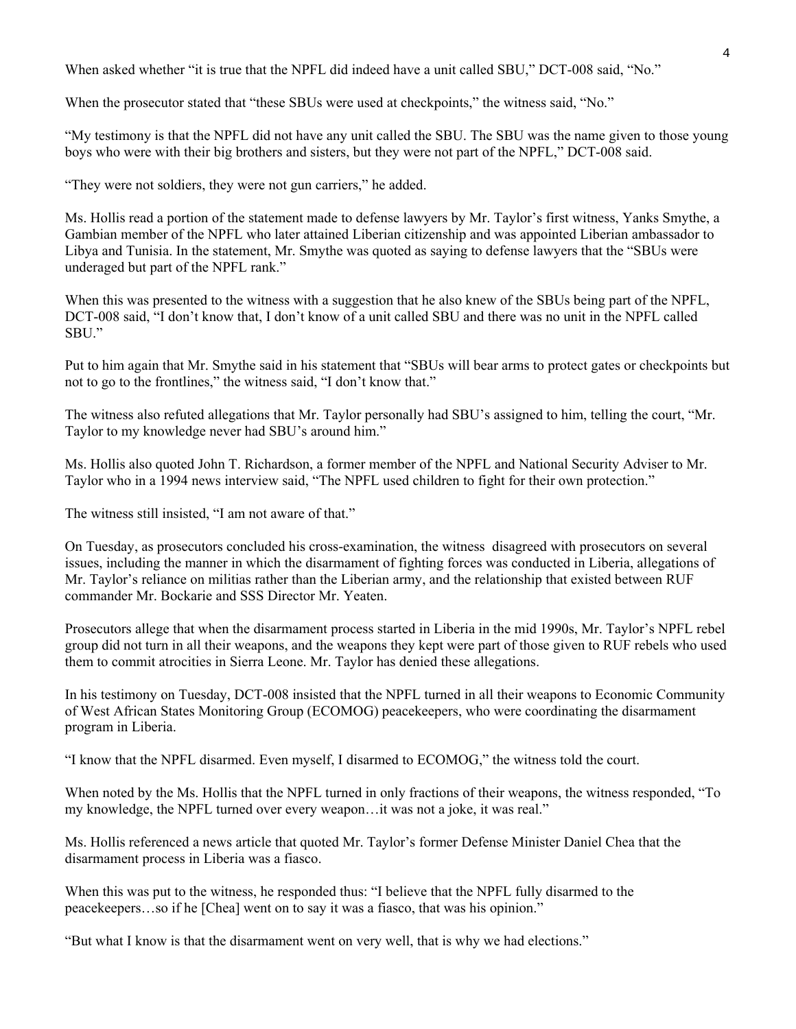When asked whether "it is true that the NPFL did indeed have a unit called SBU," DCT-008 said, "No."

When the prosecutor stated that "these SBUs were used at checkpoints," the witness said, "No."

"My testimony is that the NPFL did not have any unit called the SBU. The SBU was the name given to those young boys who were with their big brothers and sisters, but they were not part of the NPFL," DCT-008 said.

"They were not soldiers, they were not gun carriers," he added.

Ms. Hollis read a portion of the statement made to defense lawyers by Mr. Taylor's first witness, Yanks Smythe, a Gambian member of the NPFL who later attained Liberian citizenship and was appointed Liberian ambassador to Libya and Tunisia. In the statement, Mr. Smythe was quoted as saying to defense lawyers that the "SBUs were underaged but part of the NPFL rank."

When this was presented to the witness with a suggestion that he also knew of the SBUs being part of the NPFL, DCT-008 said, "I don't know that, I don't know of a unit called SBU and there was no unit in the NPFL called SBU."

Put to him again that Mr. Smythe said in his statement that "SBUs will bear arms to protect gates or checkpoints but not to go to the frontlines," the witness said, "I don't know that."

The witness also refuted allegations that Mr. Taylor personally had SBU's assigned to him, telling the court, "Mr. Taylor to my knowledge never had SBU's around him."

Ms. Hollis also quoted John T. Richardson, a former member of the NPFL and National Security Adviser to Mr. Taylor who in a 1994 news interview said, "The NPFL used children to fight for their own protection."

The witness still insisted, "I am not aware of that."

On Tuesday, as prosecutors concluded his cross-examination, the witness disagreed with prosecutors on several issues, including the manner in which the disarmament of fighting forces was conducted in Liberia, allegations of Mr. Taylor's reliance on militias rather than the Liberian army, and the relationship that existed between RUF commander Mr. Bockarie and SSS Director Mr. Yeaten.

Prosecutors allege that when the disarmament process started in Liberia in the mid 1990s, Mr. Taylor's NPFL rebel group did not turn in all their weapons, and the weapons they kept were part of those given to RUF rebels who used them to commit atrocities in Sierra Leone. Mr. Taylor has denied these allegations.

In his testimony on Tuesday, DCT-008 insisted that the NPFL turned in all their weapons to Economic Community of West African States Monitoring Group (ECOMOG) peacekeepers, who were coordinating the disarmament program in Liberia.

"I know that the NPFL disarmed. Even myself, I disarmed to ECOMOG," the witness told the court.

When noted by the Ms. Hollis that the NPFL turned in only fractions of their weapons, the witness responded, "To my knowledge, the NPFL turned over every weapon…it was not a joke, it was real."

Ms. Hollis referenced a news article that quoted Mr. Taylor's former Defense Minister Daniel Chea that the disarmament process in Liberia was a fiasco.

When this was put to the witness, he responded thus: "I believe that the NPFL fully disarmed to the peacekeepers…so if he [Chea] went on to say it was a fiasco, that was his opinion."

"But what I know is that the disarmament went on very well, that is why we had elections."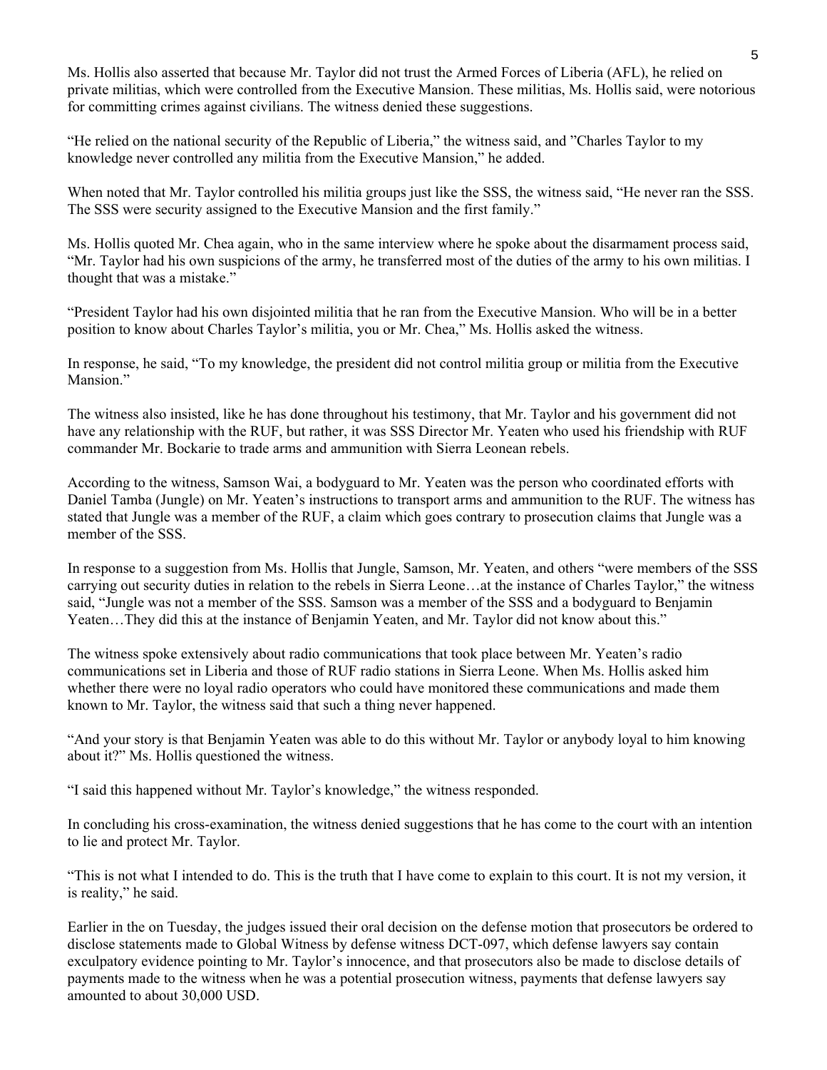Ms. Hollis also asserted that because Mr. Taylor did not trust the Armed Forces of Liberia (AFL), he relied on private militias, which were controlled from the Executive Mansion. These militias, Ms. Hollis said, were notorious for committing crimes against civilians. The witness denied these suggestions.

"He relied on the national security of the Republic of Liberia," the witness said, and "Charles Taylor to my knowledge never controlled any militia from the Executive Mansion," he added.

When noted that Mr. Taylor controlled his militia groups just like the SSS, the witness said, "He never ran the SSS. The SSS were security assigned to the Executive Mansion and the first family."

Ms. Hollis quoted Mr. Chea again, who in the same interview where he spoke about the disarmament process said, "Mr. Taylor had his own suspicions of the army, he transferred most of the duties of the army to his own militias. I thought that was a mistake."

"President Taylor had his own disjointed militia that he ran from the Executive Mansion. Who will be in a better position to know about Charles Taylor's militia, you or Mr. Chea," Ms. Hollis asked the witness.

In response, he said, "To my knowledge, the president did not control militia group or militia from the Executive Mansion."

The witness also insisted, like he has done throughout his testimony, that Mr. Taylor and his government did not have any relationship with the RUF, but rather, it was SSS Director Mr. Yeaten who used his friendship with RUF commander Mr. Bockarie to trade arms and ammunition with Sierra Leonean rebels.

According to the witness, Samson Wai, a bodyguard to Mr. Yeaten was the person who coordinated efforts with Daniel Tamba (Jungle) on Mr. Yeaten's instructions to transport arms and ammunition to the RUF. The witness has stated that Jungle was a member of the RUF, a claim which goes contrary to prosecution claims that Jungle was a member of the SSS.

In response to a suggestion from Ms. Hollis that Jungle, Samson, Mr. Yeaten, and others "were members of the SSS carrying out security duties in relation to the rebels in Sierra Leone…at the instance of Charles Taylor," the witness said, "Jungle was not a member of the SSS. Samson was a member of the SSS and a bodyguard to Benjamin Yeaten…They did this at the instance of Benjamin Yeaten, and Mr. Taylor did not know about this."

The witness spoke extensively about radio communications that took place between Mr. Yeaten's radio communications set in Liberia and those of RUF radio stations in Sierra Leone. When Ms. Hollis asked him whether there were no loyal radio operators who could have monitored these communications and made them known to Mr. Taylor, the witness said that such a thing never happened.

"And your story is that Benjamin Yeaten was able to do this without Mr. Taylor or anybody loyal to him knowing about it?" Ms. Hollis questioned the witness.

"I said this happened without Mr. Taylor's knowledge," the witness responded.

In concluding his cross-examination, the witness denied suggestions that he has come to the court with an intention to lie and protect Mr. Taylor.

"This is not what I intended to do. This is the truth that I have come to explain to this court. It is not my version, it is reality," he said.

Earlier in the on Tuesday, the judges issued their oral decision on the defense motion that prosecutors be ordered to disclose statements made to Global Witness by defense witness DCT-097, which defense lawyers say contain exculpatory evidence pointing to Mr. Taylor's innocence, and that prosecutors also be made to disclose details of payments made to the witness when he was a potential prosecution witness, payments that defense lawyers say amounted to about 30,000 USD.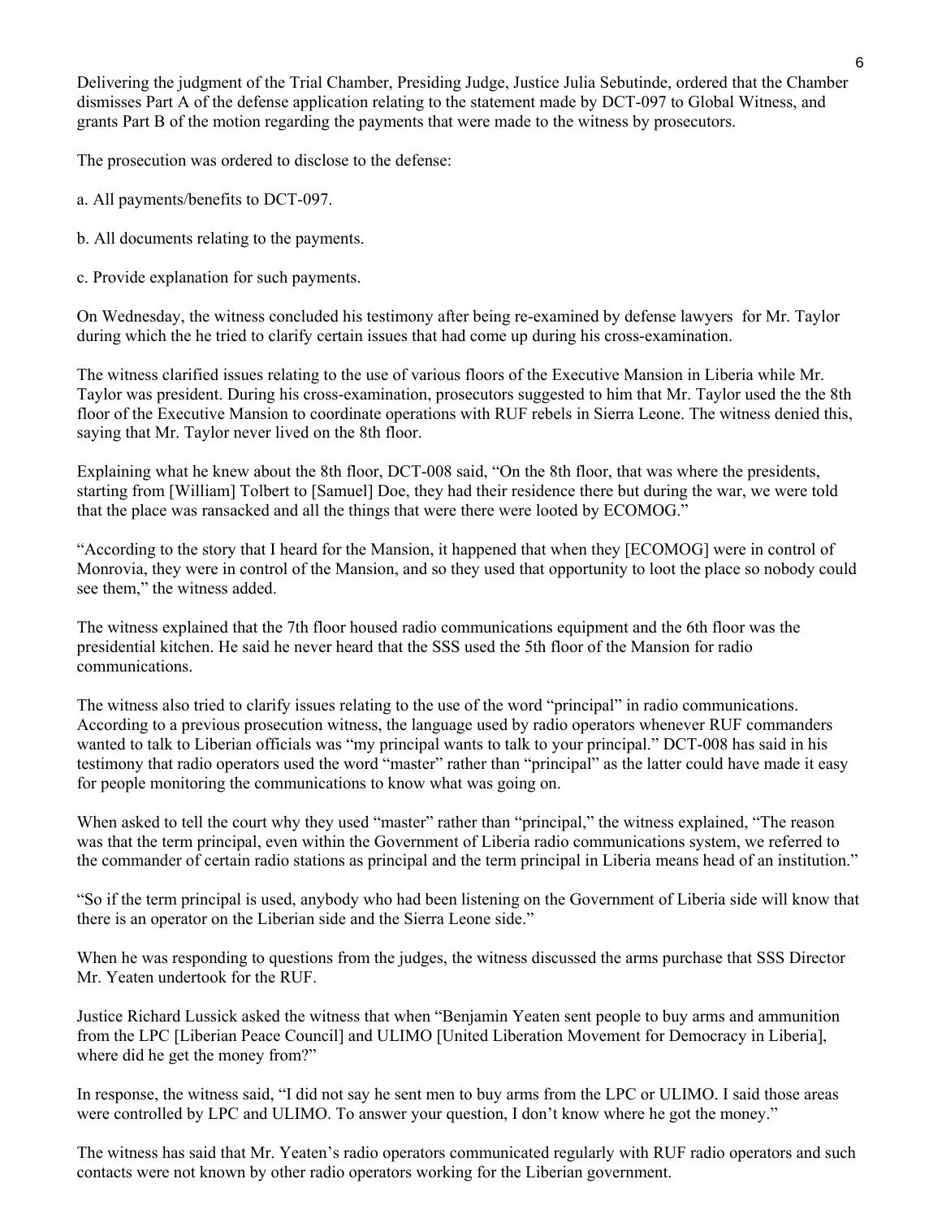Delivering the judgment of the Trial Chamber, Presiding Judge, Justice Julia Sebutinde, ordered that the Chamber dismisses Part A of the defense application relating to the statement made by DCT-097 to Global Witness, and grants Part B of the motion regarding the payments that were made to the witness by prosecutors.

The prosecution was ordered to disclose to the defense:

a. All payments/benefits to DCT-097.

b. All documents relating to the payments.

c. Provide explanation for such payments.

On Wednesday, the witness concluded his testimony after being re-examined by defense lawyers for Mr. Taylor during which the he tried to clarify certain issues that had come up during his cross-examination.

The witness clarified issues relating to the use of various floors of the Executive Mansion in Liberia while Mr. Taylor was president. During his cross-examination, prosecutors suggested to him that Mr. Taylor used the the 8th floor of the Executive Mansion to coordinate operations with RUF rebels in Sierra Leone. The witness denied this, saying that Mr. Taylor never lived on the 8th floor.

Explaining what he knew about the 8th floor, DCT-008 said, "On the 8th floor, that was where the presidents, starting from [William] Tolbert to [Samuel] Doe, they had their residence there but during the war, we were told that the place was ransacked and all the things that were there were looted by ECOMOG."

"According to the story that I heard for the Mansion, it happened that when they [ECOMOG] were in control of Monrovia, they were in control of the Mansion, and so they used that opportunity to loot the place so nobody could see them," the witness added.

The witness explained that the 7th floor housed radio communications equipment and the 6th floor was the presidential kitchen. He said he never heard that the SSS used the 5th floor of the Mansion for radio communications.

The witness also tried to clarify issues relating to the use of the word "principal" in radio communications. According to a previous prosecution witness, the language used by radio operators whenever RUF commanders wanted to talk to Liberian officials was "my principal wants to talk to your principal." DCT-008 has said in his testimony that radio operators used the word "master" rather than "principal" as the latter could have made it easy for people monitoring the communications to know what was going on.

When asked to tell the court why they used "master" rather than "principal," the witness explained, "The reason was that the term principal, even within the Government of Liberia radio communications system, we referred to the commander of certain radio stations as principal and the term principal in Liberia means head of an institution."

"So if the term principal is used, anybody who had been listening on the Government of Liberia side will know that there is an operator on the Liberian side and the Sierra Leone side."

When he was responding to questions from the judges, the witness discussed the arms purchase that SSS Director Mr. Yeaten undertook for the RUF.

Justice Richard Lussick asked the witness that when "Benjamin Yeaten sent people to buy arms and ammunition from the LPC [Liberian Peace Council] and ULIMO [United Liberation Movement for Democracy in Liberia], where did he get the money from?"

In response, the witness said, "I did not say he sent men to buy arms from the LPC or ULIMO. I said those areas were controlled by LPC and ULIMO. To answer your question, I don't know where he got the money."

The witness has said that Mr. Yeaten's radio operators communicated regularly with RUF radio operators and such contacts were not known by other radio operators working for the Liberian government.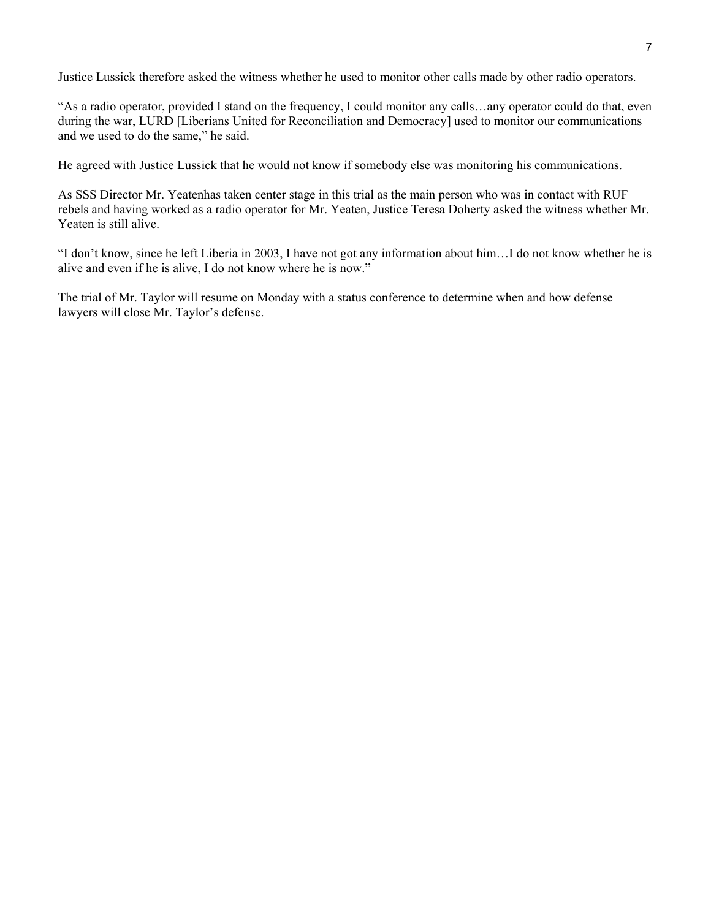Justice Lussick therefore asked the witness whether he used to monitor other calls made by other radio operators.

"As a radio operator, provided I stand on the frequency, I could monitor any calls…any operator could do that, even during the war, LURD [Liberians United for Reconciliation and Democracy] used to monitor our communications and we used to do the same," he said.

He agreed with Justice Lussick that he would not know if somebody else was monitoring his communications.

As SSS Director Mr. Yeatenhas taken center stage in this trial as the main person who was in contact with RUF rebels and having worked as a radio operator for Mr. Yeaten, Justice Teresa Doherty asked the witness whether Mr. Yeaten is still alive.

"I don't know, since he left Liberia in 2003, I have not got any information about him…I do not know whether he is alive and even if he is alive, I do not know where he is now."

The trial of Mr. Taylor will resume on Monday with a status conference to determine when and how defense lawyers will close Mr. Taylor's defense.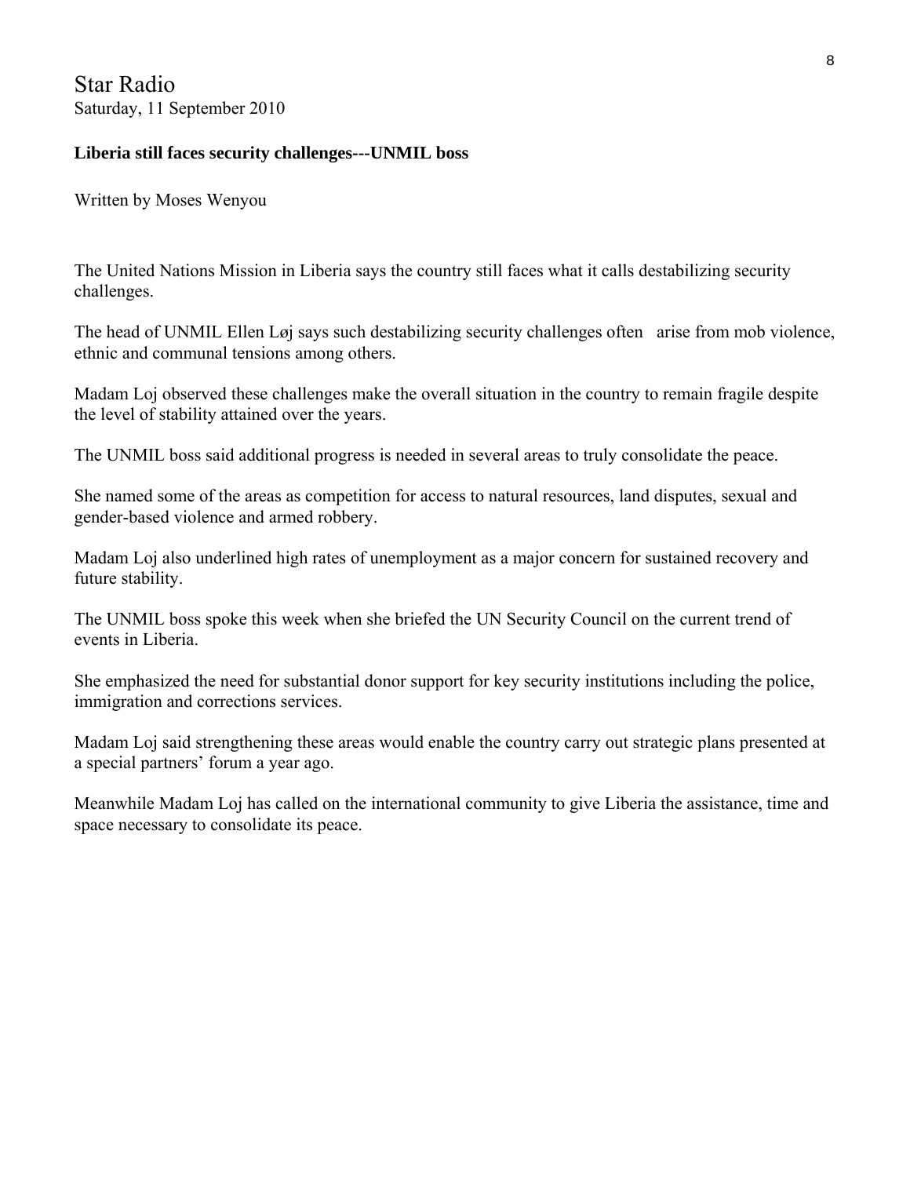Star Radio

Saturday, 11 September 2010

**Liberia still faces security challenges---UNMIL boss**

Written by Moses Wenyou

The United Nations Mission in Liberia says the country still faces what it calls destabilizing security challenges.

The head of UNMIL Ellen Løj says such destabilizing security challenges often arise from mob violence, ethnic and communal tensions among others.

Madam Loj observed these challenges make the overall situation in the country to remain fragile despite the level of stability attained over the years.

The UNMIL boss said additional progress is needed in several areas to truly consolidate the peace.

She named some of the areas as competition for access to natural resources, land disputes, sexual and gender-based violence and armed robbery.

Madam Loj also underlined high rates of unemployment as a major concern for sustained recovery and future stability.

The UNMIL boss spoke this week when she briefed the UN Security Council on the current trend of events in Liberia.

She emphasized the need for substantial donor support for key security institutions including the police, immigration and corrections services.

Madam Loj said strengthening these areas would enable the country carry out strategic plans presented at a special partners' forum a year ago.

Meanwhile Madam Loj has called on the international community to give Liberia the assistance, time and space necessary to consolidate its peace.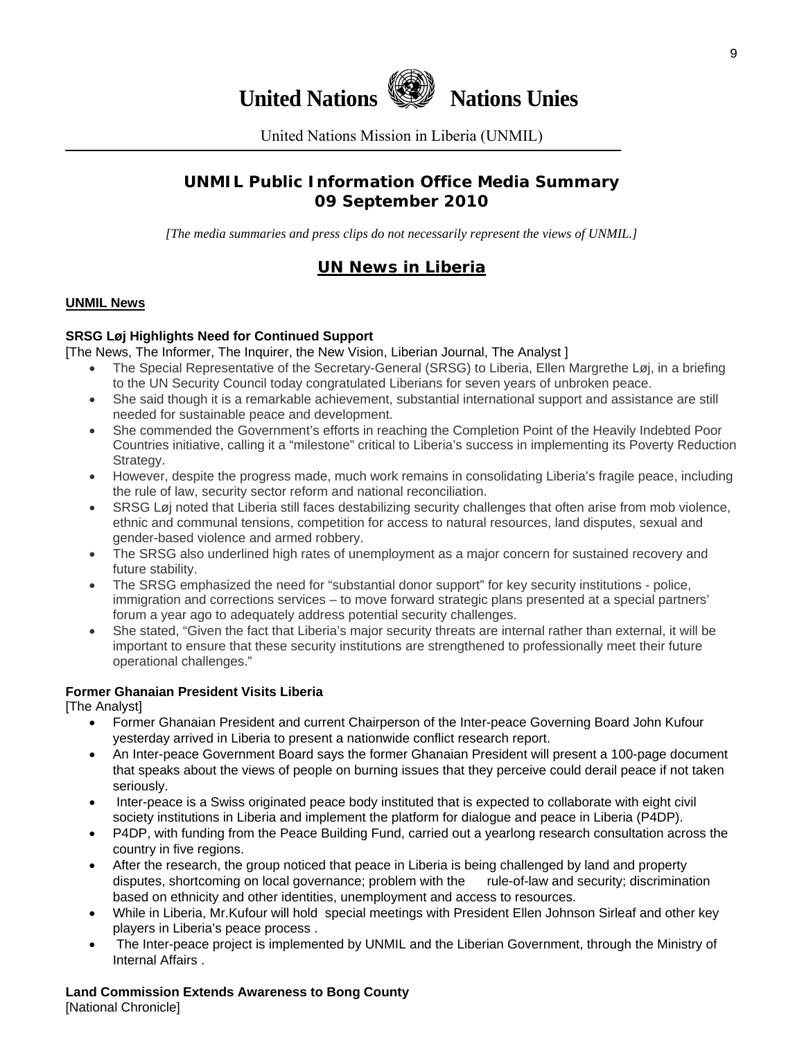# United Nations Nations Unies

United Nations Mission in Liberia (UNMIL)

## UNMIL Public Information Office Media Summary
## 09 September 2010

*[The media summaries and press clips do not necessarily represent the views of UNMIL.]*

## UN News in Liberia

### UNMIL News

**SRSG Løj Highlights Need for Continued Support**
[The News, The Informer, The Inquirer, the New Vision, Liberian Journal, The Analyst ]

- The Special Representative of the Secretary-General (SRSG) to Liberia, Ellen Margrethe Løj, in a briefing to the UN Security Council today congratulated Liberians for seven years of unbroken peace.
- She said though it is a remarkable achievement, substantial international support and assistance are still needed for sustainable peace and development.
- She commended the Government's efforts in reaching the Completion Point of the Heavily Indebted Poor Countries initiative, calling it a "milestone" critical to Liberia's success in implementing its Poverty Reduction Strategy.
- However, despite the progress made, much work remains in consolidating Liberia's fragile peace, including the rule of law, security sector reform and national reconciliation.
- SRSG Løj noted that Liberia still faces destabilizing security challenges that often arise from mob violence, ethnic and communal tensions, competition for access to natural resources, land disputes, sexual and gender-based violence and armed robbery.
- The SRSG also underlined high rates of unemployment as a major concern for sustained recovery and future stability.
- The SRSG emphasized the need for "substantial donor support" for key security institutions - police, immigration and corrections services – to move forward strategic plans presented at a special partners' forum a year ago to adequately address potential security challenges.
- She stated, "Given the fact that Liberia's major security threats are internal rather than external, it will be important to ensure that these security institutions are strengthened to professionally meet their future operational challenges."

**Former Ghanaian President Visits Liberia**
[The Analyst]

- Former Ghanaian President and current Chairperson of the Inter-peace Governing Board John Kufour yesterday arrived in Liberia to present a nationwide conflict research report.
- An Inter-peace Government Board says the former Ghanaian President will present a 100-page document that speaks about the views of people on burning issues that they perceive could derail peace if not taken seriously.
- Inter-peace is a Swiss originated peace body instituted that is expected to collaborate with eight civil society institutions in Liberia and implement the platform for dialogue and peace in Liberia (P4DP).
- P4DP, with funding from the Peace Building Fund, carried out a yearlong research consultation across the country in five regions.
- After the research, the group noticed that peace in Liberia is being challenged by land and property disputes, shortcoming on local governance; problem with the rule-of-law and security; discrimination based on ethnicity and other identities, unemployment and access to resources.
- While in Liberia, Mr.Kufour will hold special meetings with President Ellen Johnson Sirleaf and other key players in Liberia's peace process .
- The Inter-peace project is implemented by UNMIL and the Liberian Government, through the Ministry of Internal Affairs .

**Land Commission Extends Awareness to Bong County**
[National Chronicle]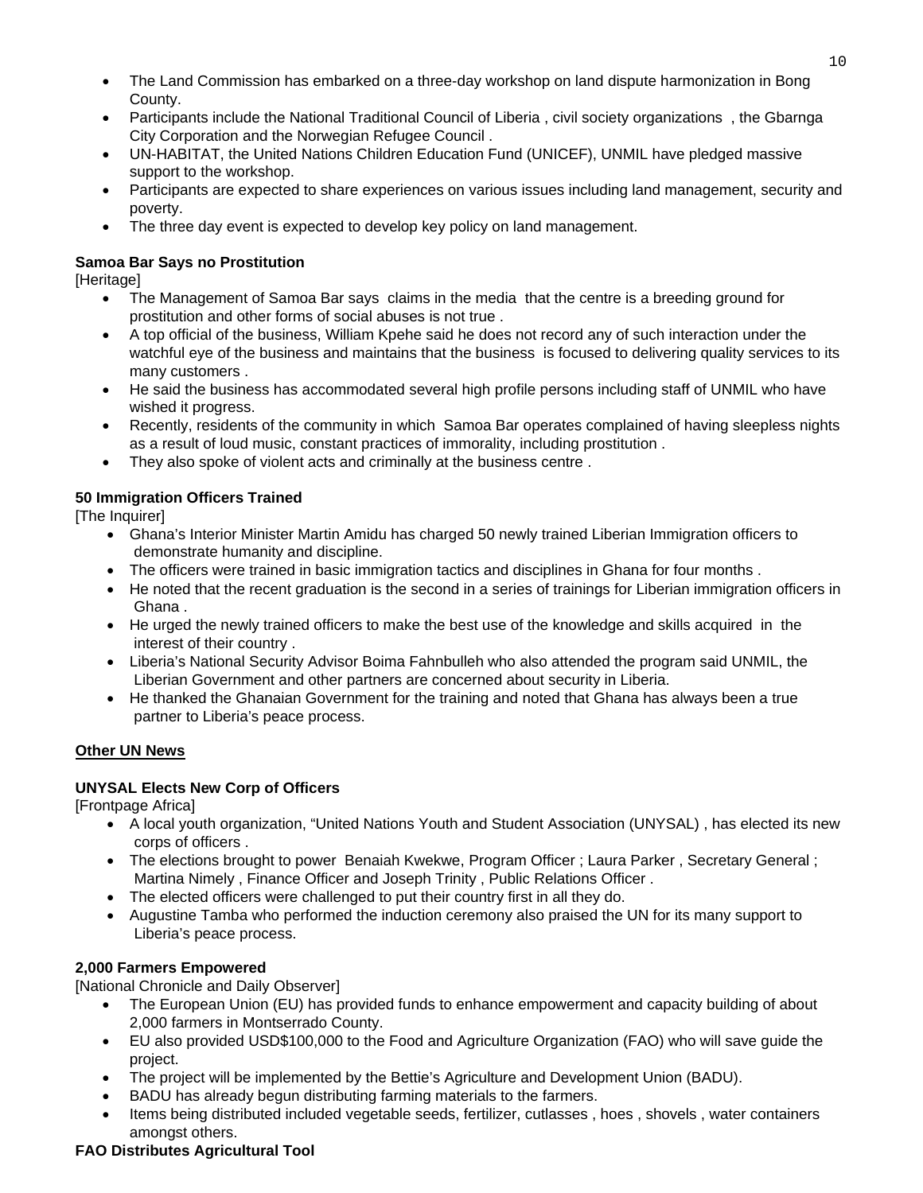- The Land Commission has embarked on a three-day workshop on land dispute harmonization in Bong County.
- Participants include the National Traditional Council of Liberia , civil society organizations , the Gbarnga City Corporation and the Norwegian Refugee Council .
- UN-HABITAT, the United Nations Children Education Fund (UNICEF), UNMIL have pledged massive support to the workshop.
- Participants are expected to share experiences on various issues including land management, security and poverty.
- The three day event is expected to develop key policy on land management.

**Samoa Bar Says no Prostitution**
[Heritage]

- The Management of Samoa Bar says claims in the media that the centre is a breeding ground for prostitution and other forms of social abuses is not true .
- A top official of the business, William Kpehe said he does not record any of such interaction under the watchful eye of the business and maintains that the business is focused to delivering quality services to its many customers .
- He said the business has accommodated several high profile persons including staff of UNMIL who have wished it progress.
- Recently, residents of the community in which Samoa Bar operates complained of having sleepless nights as a result of loud music, constant practices of immorality, including prostitution .
- They also spoke of violent acts and criminally at the business centre .

**50 Immigration Officers Trained**
[The Inquirer]

- Ghana's Interior Minister Martin Amidu has charged 50 newly trained Liberian Immigration officers to demonstrate humanity and discipline.
- The officers were trained in basic immigration tactics and disciplines in Ghana for four months .
- He noted that the recent graduation is the second in a series of trainings for Liberian immigration officers in Ghana .
- He urged the newly trained officers to make the best use of the knowledge and skills acquired in the interest of their country .
- Liberia's National Security Advisor Boima Fahnbulleh who also attended the program said UNMIL, the Liberian Government and other partners are concerned about security in Liberia.
- He thanked the Ghanaian Government for the training and noted that Ghana has always been a true partner to Liberia's peace process.

**Other UN News**

**UNYSAL Elects New Corp of Officers**
[Frontpage Africa]

- A local youth organization, "United Nations Youth and Student Association (UNYSAL) , has elected its new corps of officers .
- The elections brought to power Benaiah Kwekwe, Program Officer ; Laura Parker , Secretary General ; Martina Nimely , Finance Officer and Joseph Trinity , Public Relations Officer .
- The elected officers were challenged to put their country first in all they do.
- Augustine Tamba who performed the induction ceremony also praised the UN for its many support to Liberia's peace process.

**2,000 Farmers Empowered**
[National Chronicle and Daily Observer]

- The European Union (EU) has provided funds to enhance empowerment and capacity building of about 2,000 farmers in Montserrado County.
- EU also provided USD$100,000 to the Food and Agriculture Organization (FAO) who will save guide the project.
- The project will be implemented by the Bettie's Agriculture and Development Union (BADU).
- BADU has already begun distributing farming materials to the farmers.
- Items being distributed included vegetable seeds, fertilizer, cutlasses , hoes , shovels , water containers amongst others.

**FAO Distributes Agricultural Tool**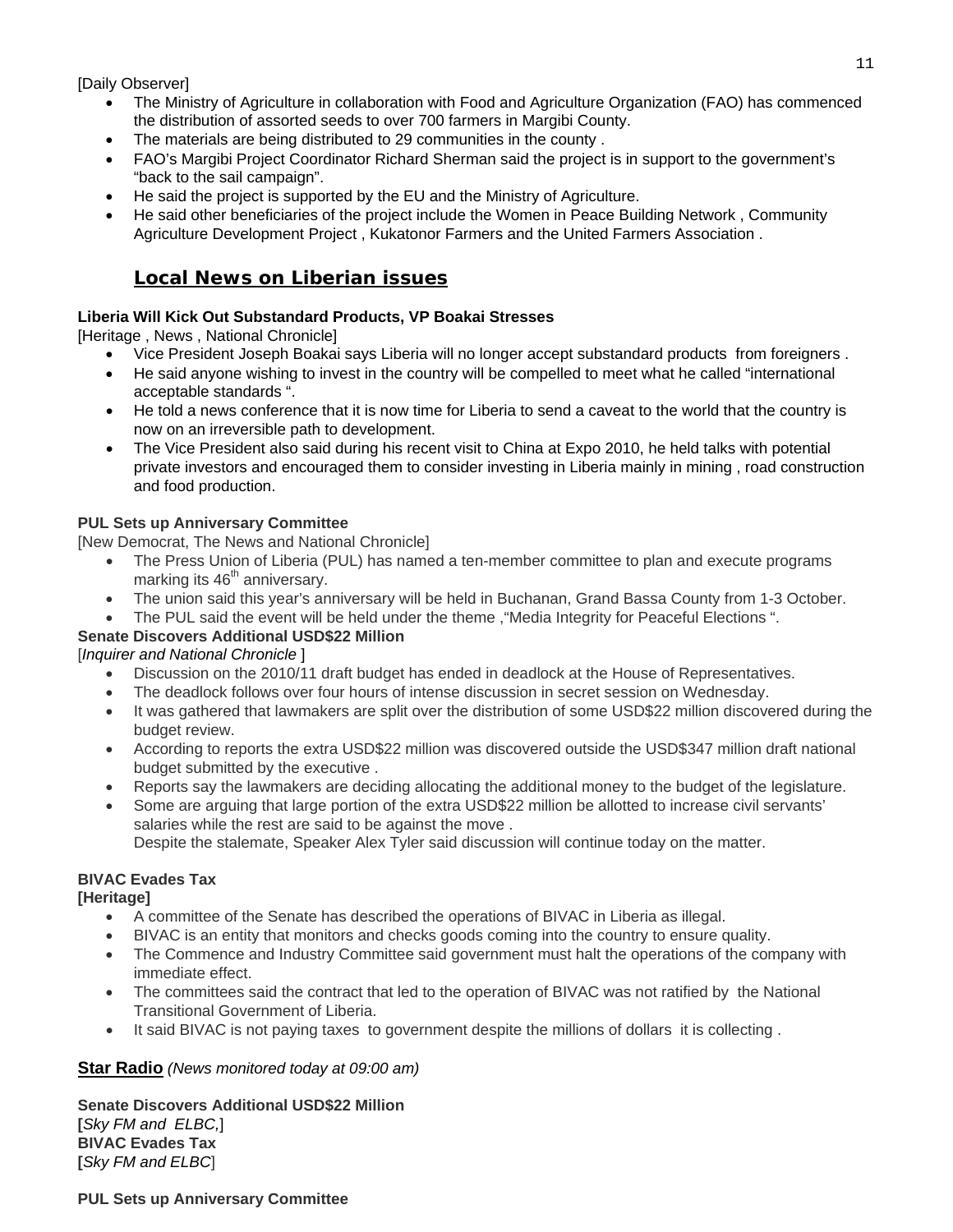[Daily Observer]

- The Ministry of Agriculture in collaboration with Food and Agriculture Organization (FAO) has commenced the distribution of assorted seeds to over 700 farmers in Margibi County.
- The materials are being distributed to 29 communities in the county .
- FAO's Margibi Project Coordinator Richard Sherman said the project is in support to the government's "back to the sail campaign".
- He said the project is supported by the EU and the Ministry of Agriculture.
- He said other beneficiaries of the project include the Women in Peace Building Network , Community Agriculture Development Project , Kukatonor Farmers and the United Farmers Association .

## Local News on Liberian issues

**Liberia Will Kick Out Substandard Products, VP Boakai Stresses**

[Heritage , News , National Chronicle]

- Vice President Joseph Boakai says Liberia will no longer accept substandard products from foreigners .
- He said anyone wishing to invest in the country will be compelled to meet what he called "international acceptable standards ".
- He told a news conference that it is now time for Liberia to send a caveat to the world that the country is now on an irreversible path to development.
- The Vice President also said during his recent visit to China at Expo 2010, he held talks with potential private investors and encouraged them to consider investing in Liberia mainly in mining , road construction and food production.

**PUL Sets up Anniversary Committee**

[New Democrat, The News and National Chronicle]

- The Press Union of Liberia (PUL) has named a ten-member committee to plan and execute programs marking its 46th anniversary.
- The union said this year's anniversary will be held in Buchanan, Grand Bassa County from 1-3 October.
- The PUL said the event will be held under the theme ,"Media Integrity for Peaceful Elections ".

**Senate Discovers Additional USD$22 Million**

[*Inquirer and National Chronicle* ]

- Discussion on the 2010/11 draft budget has ended in deadlock at the House of Representatives.
- The deadlock follows over four hours of intense discussion in secret session on Wednesday.
- It was gathered that lawmakers are split over the distribution of some USD$22 million discovered during the budget review.
- According to reports the extra USD$22 million was discovered outside the USD$347 million draft national budget submitted by the executive .
- Reports say the lawmakers are deciding allocating the additional money to the budget of the legislature.
- Some are arguing that large portion of the extra USD$22 million be allotted to increase civil servants' salaries while the rest are said to be against the move .
  Despite the stalemate, Speaker Alex Tyler said discussion will continue today on the matter.

**BIVAC Evades Tax**
**[Heritage]**

- A committee of the Senate has described the operations of BIVAC in Liberia as illegal.
- BIVAC is an entity that monitors and checks goods coming into the country to ensure quality.
- The Commence and Industry Committee said government must halt the operations of the company with immediate effect.
- The committees said the contract that led to the operation of BIVAC was not ratified by the National Transitional Government of Liberia.
- It said BIVAC is not paying taxes to government despite the millions of dollars it is collecting .

**Star Radio** *(News monitored today at 09:00 am)*

**Senate Discovers Additional USD$22 Million**
**[***Sky FM and ELBC,*]
**BIVAC Evades Tax**
**[***Sky FM and ELBC*]

**PUL Sets up Anniversary Committee**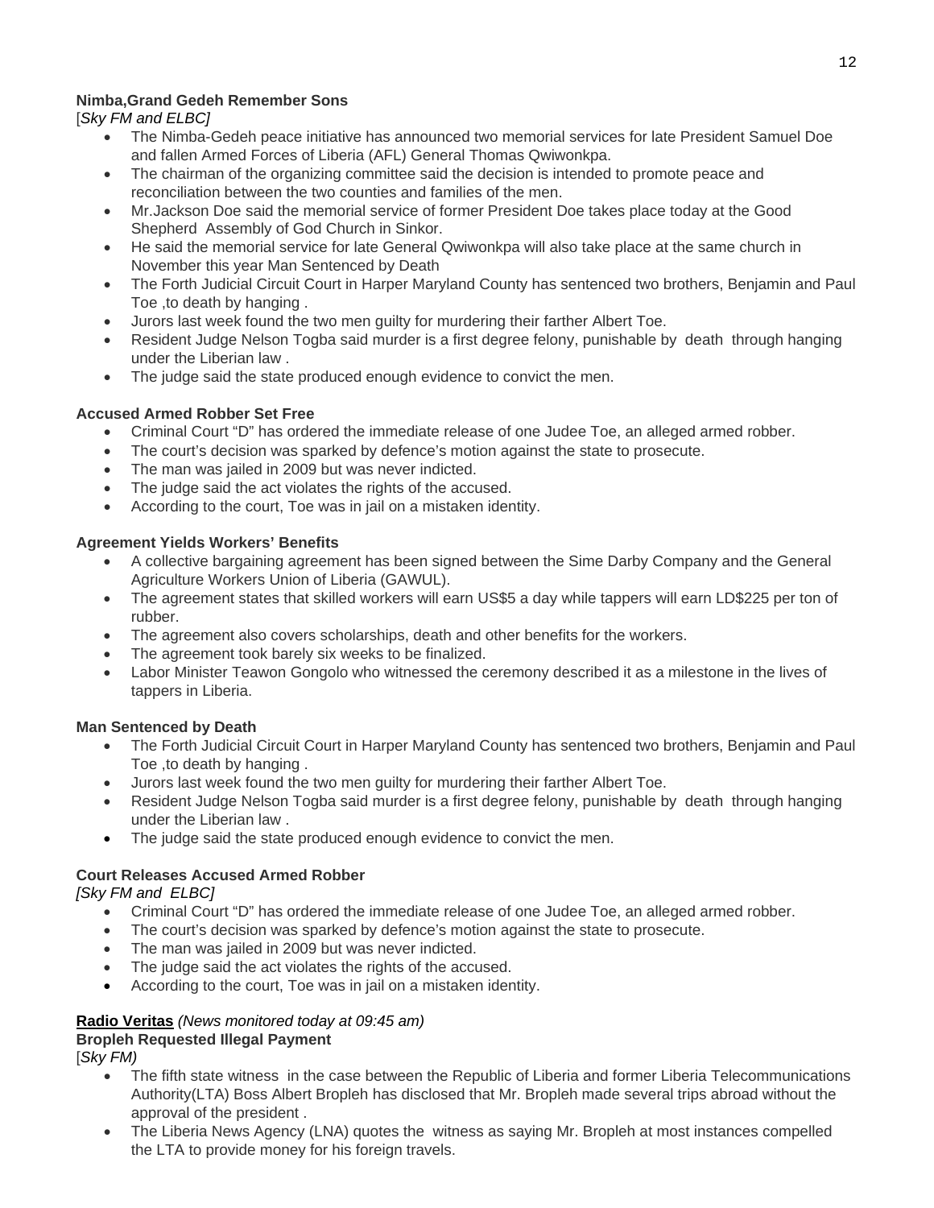**Nimba,Grand Gedeh Remember Sons**

[*Sky FM and ELBC]*

- The Nimba-Gedeh peace initiative has announced two memorial services for late President Samuel Doe and fallen Armed Forces of Liberia (AFL) General Thomas Qwiwonkpa.
- The chairman of the organizing committee said the decision is intended to promote peace and reconciliation between the two counties and families of the men.
- Mr.Jackson Doe said the memorial service of former President Doe takes place today at the Good Shepherd Assembly of God Church in Sinkor.
- He said the memorial service for late General Qwiwonkpa will also take place at the same church in November this year Man Sentenced by Death
- The Forth Judicial Circuit Court in Harper Maryland County has sentenced two brothers, Benjamin and Paul Toe ,to death by hanging .
- Jurors last week found the two men guilty for murdering their farther Albert Toe.
- Resident Judge Nelson Togba said murder is a first degree felony, punishable by death through hanging under the Liberian law .
- The judge said the state produced enough evidence to convict the men.

**Accused Armed Robber Set Free**

- Criminal Court "D" has ordered the immediate release of one Judee Toe, an alleged armed robber.
- The court's decision was sparked by defence's motion against the state to prosecute.
- The man was jailed in 2009 but was never indicted.
- The judge said the act violates the rights of the accused.
- According to the court, Toe was in jail on a mistaken identity.

**Agreement Yields Workers' Benefits**

- A collective bargaining agreement has been signed between the Sime Darby Company and the General Agriculture Workers Union of Liberia (GAWUL).
- The agreement states that skilled workers will earn US$5 a day while tappers will earn LD$225 per ton of rubber.
- The agreement also covers scholarships, death and other benefits for the workers.
- The agreement took barely six weeks to be finalized.
- Labor Minister Teawon Gongolo who witnessed the ceremony described it as a milestone in the lives of tappers in Liberia.

**Man Sentenced by Death**

- The Forth Judicial Circuit Court in Harper Maryland County has sentenced two brothers, Benjamin and Paul Toe ,to death by hanging .
- Jurors last week found the two men guilty for murdering their farther Albert Toe.
- Resident Judge Nelson Togba said murder is a first degree felony, punishable by death through hanging under the Liberian law .
- The judge said the state produced enough evidence to convict the men.

**Court Releases Accused Armed Robber**

*[Sky FM and ELBC]*

- Criminal Court "D" has ordered the immediate release of one Judee Toe, an alleged armed robber.
- The court's decision was sparked by defence's motion against the state to prosecute.
- The man was jailed in 2009 but was never indicted.
- The judge said the act violates the rights of the accused.
- According to the court, Toe was in jail on a mistaken identity.

**<u>Radio Veritas</u>** *(News monitored today at 09:45 am)*

**Bropleh Requested Illegal Payment**

[*Sky FM)*

- The fifth state witness in the case between the Republic of Liberia and former Liberia Telecommunications Authority(LTA) Boss Albert Bropleh has disclosed that Mr. Bropleh made several trips abroad without the approval of the president .
- The Liberia News Agency (LNA) quotes the witness as saying Mr. Bropleh at most instances compelled the LTA to provide money for his foreign travels.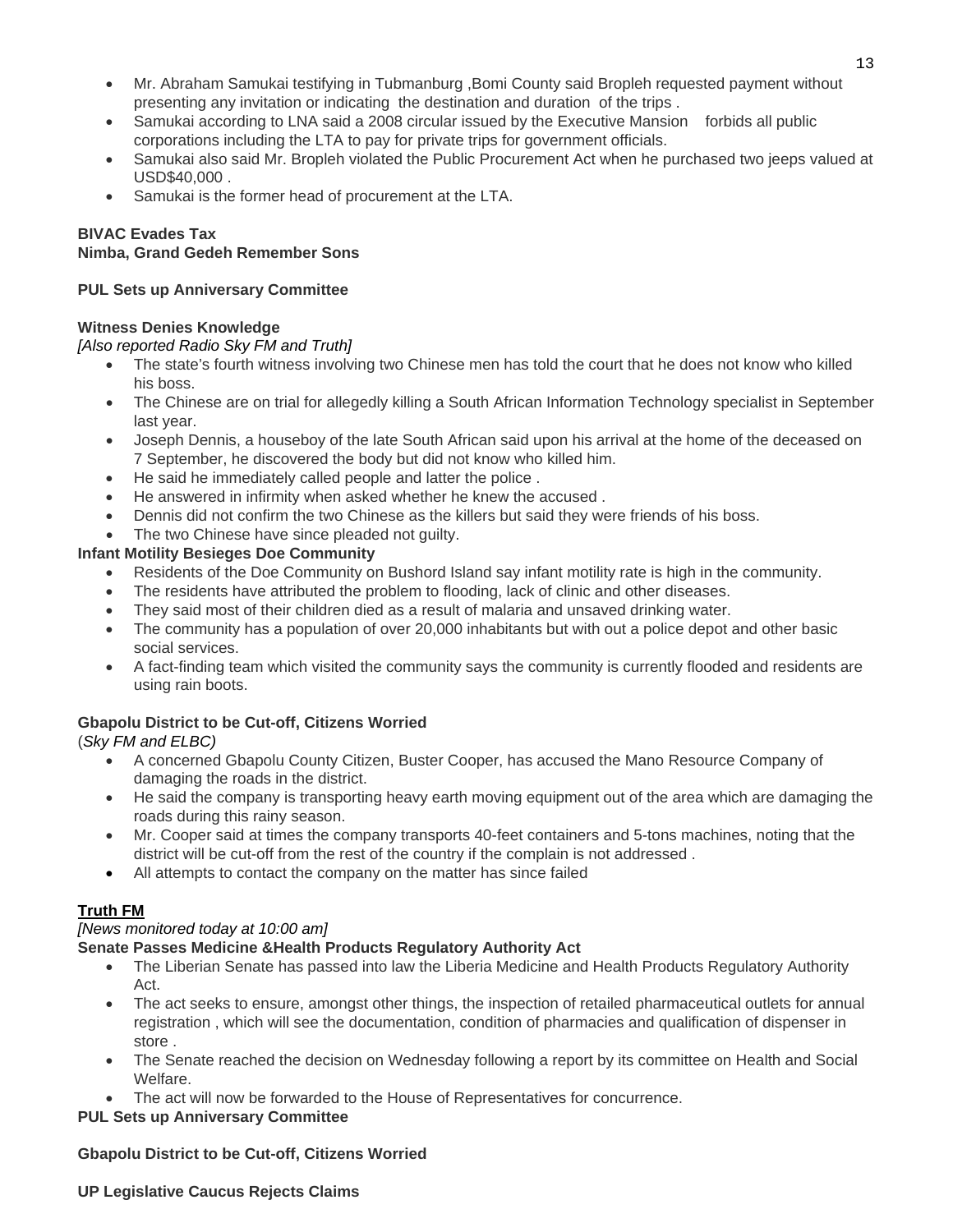- Mr. Abraham Samukai testifying in Tubmanburg ,Bomi County said Bropleh requested payment without presenting any invitation or indicating the destination and duration of the trips .
- Samukai according to LNA said a 2008 circular issued by the Executive Mansion forbids all public corporations including the LTA to pay for private trips for government officials.
- Samukai also said Mr. Bropleh violated the Public Procurement Act when he purchased two jeeps valued at USD$40,000 .
- Samukai is the former head of procurement at the LTA.

**BIVAC Evades Tax**
**Nimba, Grand Gedeh Remember Sons**

**PUL Sets up Anniversary Committee**

**Witness Denies Knowledge**
*[Also reported Radio Sky FM and Truth]*

- The state's fourth witness involving two Chinese men has told the court that he does not know who killed his boss.
- The Chinese are on trial for allegedly killing a South African Information Technology specialist in September last year.
- Joseph Dennis, a houseboy of the late South African said upon his arrival at the home of the deceased on 7 September, he discovered the body but did not know who killed him.
- He said he immediately called people and latter the police .
- He answered in infirmity when asked whether he knew the accused .
- Dennis did not confirm the two Chinese as the killers but said they were friends of his boss.
- The two Chinese have since pleaded not guilty.

**Infant Motility Besieges Doe Community**

- Residents of the Doe Community on Bushord Island say infant motility rate is high in the community.
- The residents have attributed the problem to flooding, lack of clinic and other diseases.
- They said most of their children died as a result of malaria and unsaved drinking water.
- The community has a population of over 20,000 inhabitants but with out a police depot and other basic social services.
- A fact-finding team which visited the community says the community is currently flooded and residents are using rain boots.

**Gbapolu District to be Cut-off, Citizens Worried**
(*Sky FM and ELBC)*

- A concerned Gbapolu County Citizen, Buster Cooper, has accused the Mano Resource Company of damaging the roads in the district.
- He said the company is transporting heavy earth moving equipment out of the area which are damaging the roads during this rainy season.
- Mr. Cooper said at times the company transports 40-feet containers and 5-tons machines, noting that the district will be cut-off from the rest of the country if the complain is not addressed .
- All attempts to contact the company on the matter has since failed

## Truth FM

*[News monitored today at 10:00 am]*

**Senate Passes Medicine &Health Products Regulatory Authority Act**

- The Liberian Senate has passed into law the Liberia Medicine and Health Products Regulatory Authority Act.
- The act seeks to ensure, amongst other things, the inspection of retailed pharmaceutical outlets for annual registration , which will see the documentation, condition of pharmacies and qualification of dispenser in store .
- The Senate reached the decision on Wednesday following a report by its committee on Health and Social Welfare.
- The act will now be forwarded to the House of Representatives for concurrence.

**PUL Sets up Anniversary Committee**

**Gbapolu District to be Cut-off, Citizens Worried**

**UP Legislative Caucus Rejects Claims**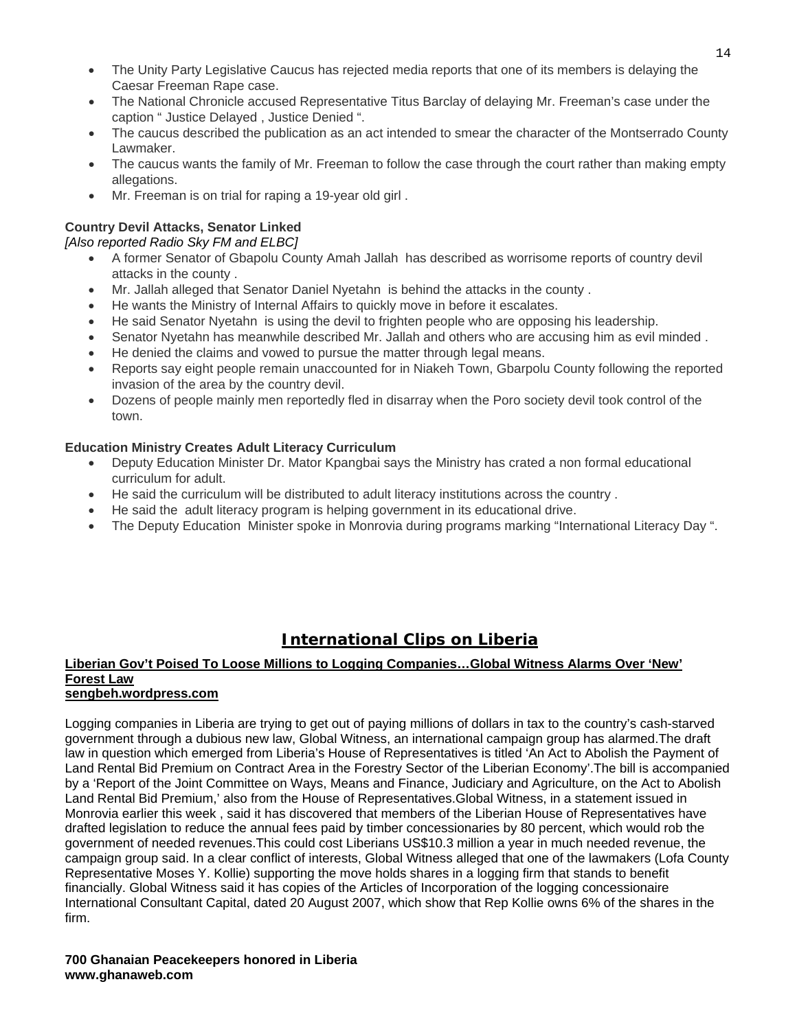- The Unity Party Legislative Caucus has rejected media reports that one of its members is delaying the Caesar Freeman Rape case.
- The National Chronicle accused Representative Titus Barclay of delaying Mr. Freeman's case under the caption " Justice Delayed , Justice Denied ".
- The caucus described the publication as an act intended to smear the character of the Montserrado County Lawmaker.
- The caucus wants the family of Mr. Freeman to follow the case through the court rather than making empty allegations.
- Mr. Freeman is on trial for raping a 19-year old girl .

**Country Devil Attacks, Senator Linked**

*[Also reported Radio Sky FM and ELBC]*

- A former Senator of Gbapolu County Amah Jallah has described as worrisome reports of country devil attacks in the county .
- Mr. Jallah alleged that Senator Daniel Nyetahn is behind the attacks in the county .
- He wants the Ministry of Internal Affairs to quickly move in before it escalates.
- He said Senator Nyetahn is using the devil to frighten people who are opposing his leadership.
- Senator Nyetahn has meanwhile described Mr. Jallah and others who are accusing him as evil minded .
- He denied the claims and vowed to pursue the matter through legal means.
- Reports say eight people remain unaccounted for in Niakeh Town, Gbarpolu County following the reported invasion of the area by the country devil.
- Dozens of people mainly men reportedly fled in disarray when the Poro society devil took control of the town.

**Education Ministry Creates Adult Literacy Curriculum**

- Deputy Education Minister Dr. Mator Kpangbai says the Ministry has crated a non formal educational curriculum for adult.
- He said the curriculum will be distributed to adult literacy institutions across the country .
- He said the adult literacy program is helping government in its educational drive.
- The Deputy Education Minister spoke in Monrovia during programs marking "International Literacy Day ".

## International Clips on Liberia

**Liberian Gov't Poised To Loose Millions to Logging Companies…Global Witness Alarms Over 'New' Forest Law**
**sengbeh.wordpress.com**

Logging companies in Liberia are trying to get out of paying millions of dollars in tax to the country's cash-starved government through a dubious new law, Global Witness, an international campaign group has alarmed.The draft law in question which emerged from Liberia's House of Representatives is titled 'An Act to Abolish the Payment of Land Rental Bid Premium on Contract Area in the Forestry Sector of the Liberian Economy'.The bill is accompanied by a 'Report of the Joint Committee on Ways, Means and Finance, Judiciary and Agriculture, on the Act to Abolish Land Rental Bid Premium,' also from the House of Representatives.Global Witness, in a statement issued in Monrovia earlier this week , said it has discovered that members of the Liberian House of Representatives have drafted legislation to reduce the annual fees paid by timber concessionaries by 80 percent, which would rob the government of needed revenues.This could cost Liberians US$10.3 million a year in much needed revenue, the campaign group said. In a clear conflict of interests, Global Witness alleged that one of the lawmakers (Lofa County Representative Moses Y. Kollie) supporting the move holds shares in a logging firm that stands to benefit financially. Global Witness said it has copies of the Articles of Incorporation of the logging concessionaire International Consultant Capital, dated 20 August 2007, which show that Rep Kollie owns 6% of the shares in the firm.

**700 Ghanaian Peacekeepers honored in Liberia**
**www.ghanaweb.com**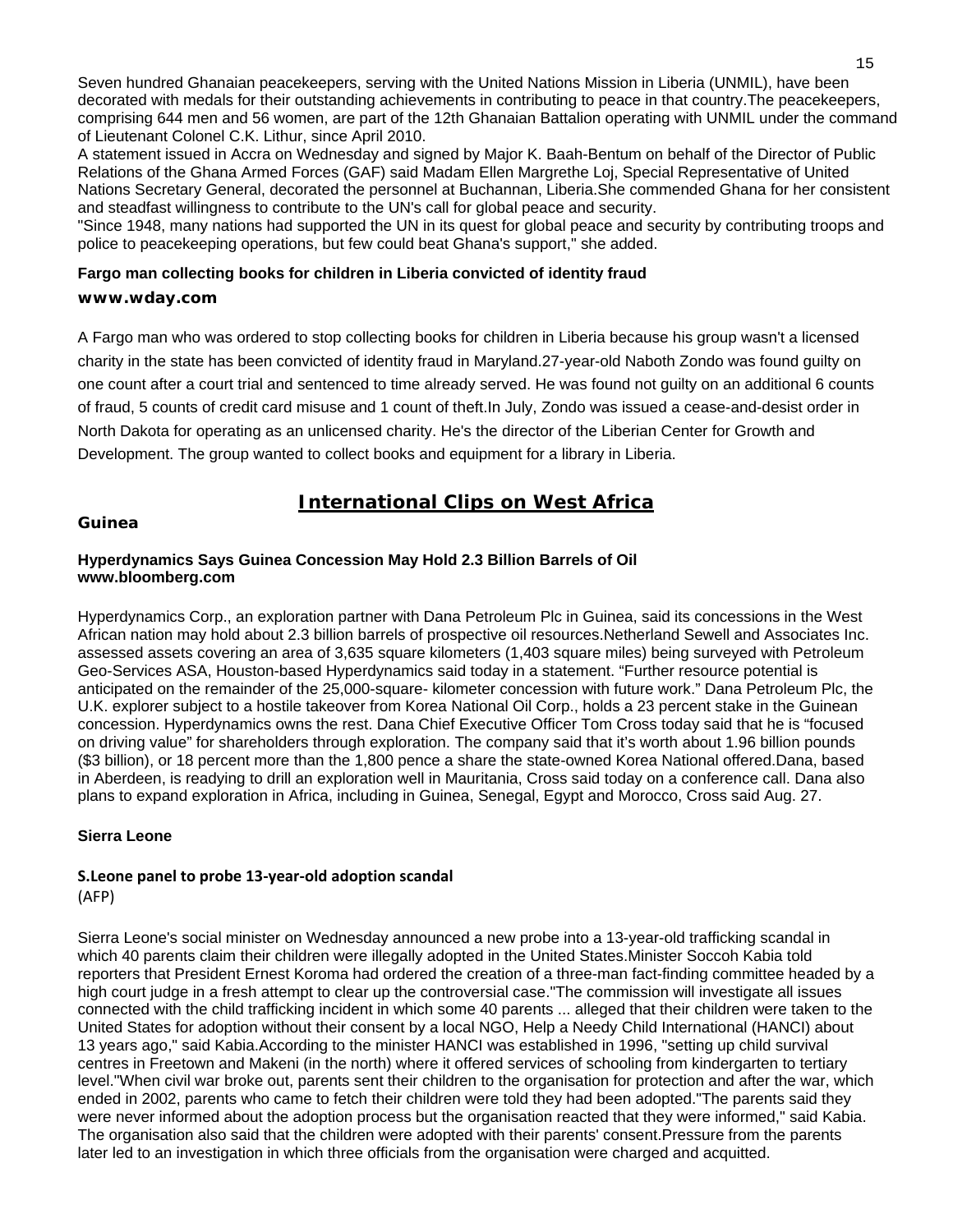Seven hundred Ghanaian peacekeepers, serving with the United Nations Mission in Liberia (UNMIL), have been decorated with medals for their outstanding achievements in contributing to peace in that country.The peacekeepers, comprising 644 men and 56 women, are part of the 12th Ghanaian Battalion operating with UNMIL under the command of Lieutenant Colonel C.K. Lithur, since April 2010.

A statement issued in Accra on Wednesday and signed by Major K. Baah-Bentum on behalf of the Director of Public Relations of the Ghana Armed Forces (GAF) said Madam Ellen Margrethe Loj, Special Representative of United Nations Secretary General, decorated the personnel at Buchannan, Liberia.She commended Ghana for her consistent and steadfast willingness to contribute to the UN's call for global peace and security.

"Since 1948, many nations had supported the UN in its quest for global peace and security by contributing troops and police to peacekeeping operations, but few could beat Ghana's support," she added.

### Fargo man collecting books for children in Liberia convicted of identity fraud

**www.wday.com**

A Fargo man who was ordered to stop collecting books for children in Liberia because his group wasn't a licensed charity in the state has been convicted of identity fraud in Maryland.27-year-old Naboth Zondo was found guilty on one count after a court trial and sentenced to time already served. He was found not guilty on an additional 6 counts of fraud, 5 counts of credit card misuse and 1 count of theft.In July, Zondo was issued a cease-and-desist order in North Dakota for operating as an unlicensed charity. He's the director of the Liberian Center for Growth and Development. The group wanted to collect books and equipment for a library in Liberia.

## International Clips on West Africa

### Guinea

#### Hyperdynamics Says Guinea Concession May Hold 2.3 Billion Barrels of Oil
**www.bloomberg.com**

Hyperdynamics Corp., an exploration partner with Dana Petroleum Plc in Guinea, said its concessions in the West African nation may hold about 2.3 billion barrels of prospective oil resources.Netherland Sewell and Associates Inc. assessed assets covering an area of 3,635 square kilometers (1,403 square miles) being surveyed with Petroleum Geo-Services ASA, Houston-based Hyperdynamics said today in a statement. “Further resource potential is anticipated on the remainder of the 25,000-square- kilometer concession with future work.” Dana Petroleum Plc, the U.K. explorer subject to a hostile takeover from Korea National Oil Corp., holds a 23 percent stake in the Guinean concession. Hyperdynamics owns the rest. Dana Chief Executive Officer Tom Cross today said that he is “focused on driving value” for shareholders through exploration. The company said that it’s worth about 1.96 billion pounds ($3 billion), or 18 percent more than the 1,800 pence a share the state-owned Korea National offered.Dana, based in Aberdeen, is readying to drill an exploration well in Mauritania, Cross said today on a conference call. Dana also plans to expand exploration in Africa, including in Guinea, Senegal, Egypt and Morocco, Cross said Aug. 27.

### Sierra Leone

#### S.Leone panel to probe 13-year-old adoption scandal
(AFP)

Sierra Leone's social minister on Wednesday announced a new probe into a 13-year-old trafficking scandal in which 40 parents claim their children were illegally adopted in the United States.Minister Soccoh Kabia told reporters that President Ernest Koroma had ordered the creation of a three-man fact-finding committee headed by a high court judge in a fresh attempt to clear up the controversial case."The commission will investigate all issues connected with the child trafficking incident in which some 40 parents ... alleged that their children were taken to the United States for adoption without their consent by a local NGO, Help a Needy Child International (HANCI) about 13 years ago," said Kabia.According to the minister HANCI was established in 1996, "setting up child survival centres in Freetown and Makeni (in the north) where it offered services of schooling from kindergarten to tertiary level."When civil war broke out, parents sent their children to the organisation for protection and after the war, which ended in 2002, parents who came to fetch their children were told they had been adopted."The parents said they were never informed about the adoption process but the organisation reacted that they were informed," said Kabia. The organisation also said that the children were adopted with their parents' consent.Pressure from the parents later led to an investigation in which three officials from the organisation were charged and acquitted.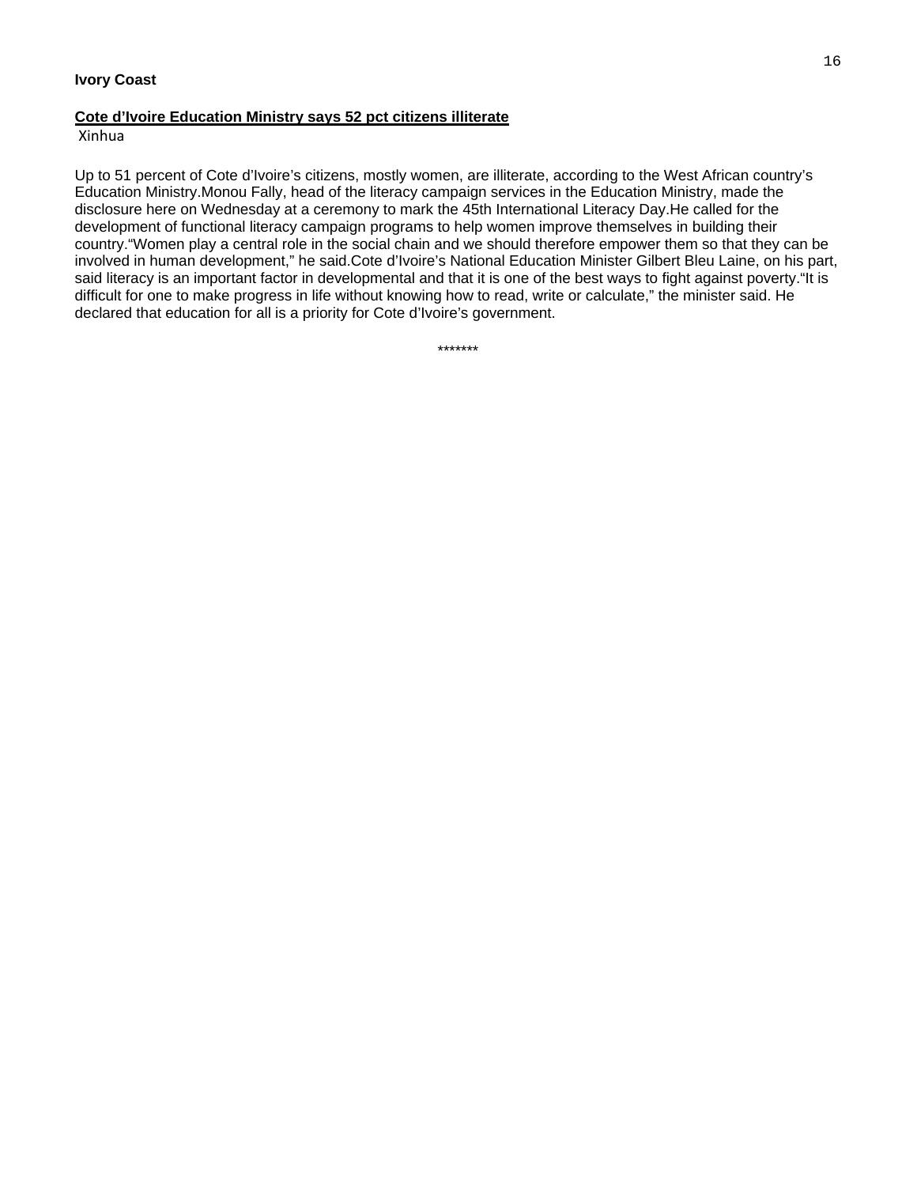**Ivory Coast**

**Cote d'Ivoire Education Ministry says 52 pct citizens illiterate**

Xinhua

Up to 51 percent of Cote d'Ivoire's citizens, mostly women, are illiterate, according to the West African country's Education Ministry.Monou Fally, head of the literacy campaign services in the Education Ministry, made the disclosure here on Wednesday at a ceremony to mark the 45th International Literacy Day.He called for the development of functional literacy campaign programs to help women improve themselves in building their country."Women play a central role in the social chain and we should therefore empower them so that they can be involved in human development," he said.Cote d'Ivoire's National Education Minister Gilbert Bleu Laine, on his part, said literacy is an important factor in developmental and that it is one of the best ways to fight against poverty."It is difficult for one to make progress in life without knowing how to read, write or calculate," the minister said. He declared that education for all is a priority for Cote d'Ivoire's government.

*******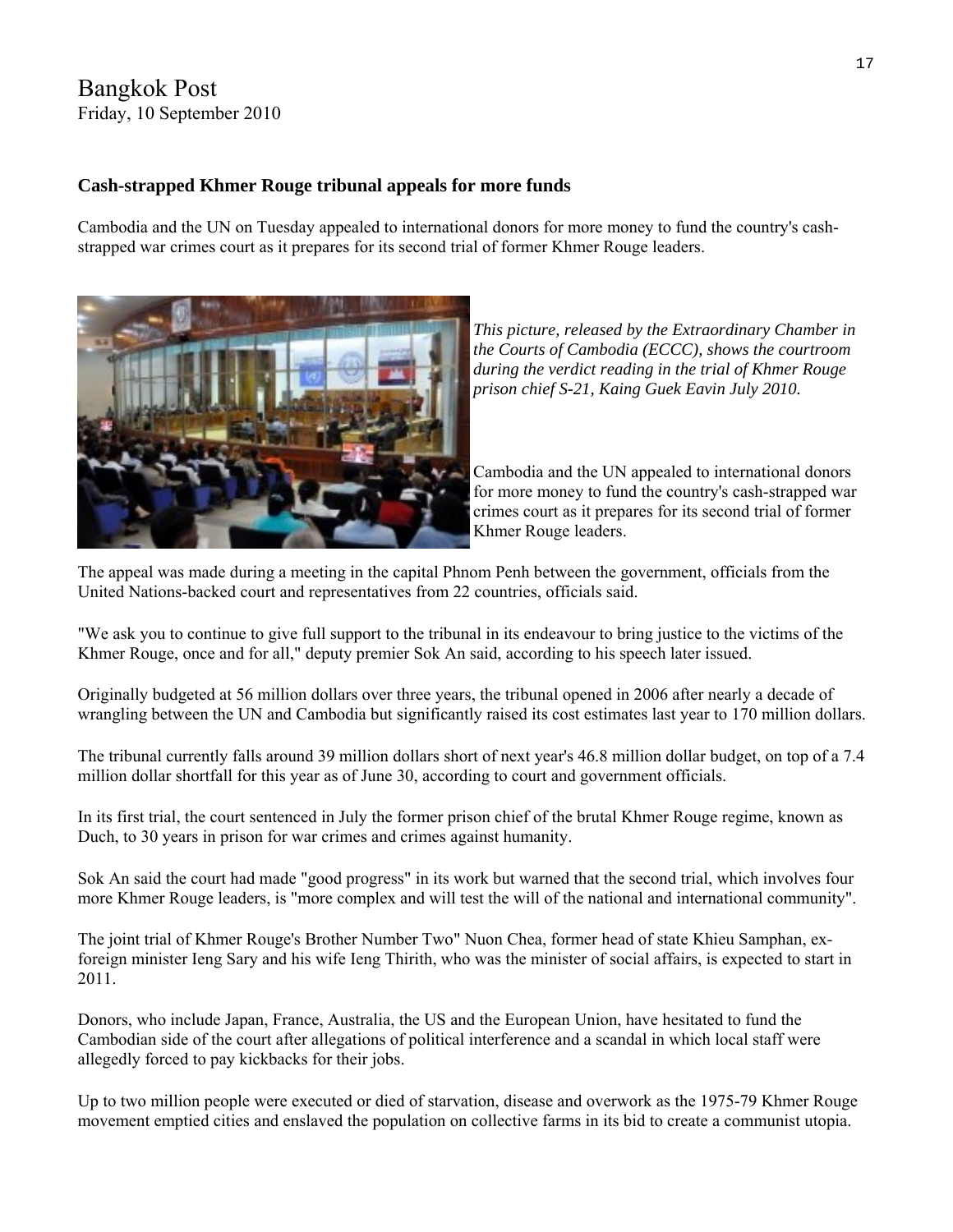Bangkok Post
Friday, 10 September 2010

**Cash-strapped Khmer Rouge tribunal appeals for more funds**

Cambodia and the UN on Tuesday appealed to international donors for more money to fund the country's cash-strapped war crimes court as it prepares for its second trial of former Khmer Rouge leaders.

*This picture, released by the Extraordinary Chamber in the Courts of Cambodia (ECCC), shows the courtroom during the verdict reading in the trial of Khmer Rouge prison chief S-21, Kaing Guek Eavin July 2010.*

Cambodia and the UN appealed to international donors for more money to fund the country's cash-strapped war crimes court as it prepares for its second trial of former Khmer Rouge leaders.

The appeal was made during a meeting in the capital Phnom Penh between the government, officials from the United Nations-backed court and representatives from 22 countries, officials said.

"We ask you to continue to give full support to the tribunal in its endeavour to bring justice to the victims of the Khmer Rouge, once and for all," deputy premier Sok An said, according to his speech later issued.

Originally budgeted at 56 million dollars over three years, the tribunal opened in 2006 after nearly a decade of wrangling between the UN and Cambodia but significantly raised its cost estimates last year to 170 million dollars.

The tribunal currently falls around 39 million dollars short of next year's 46.8 million dollar budget, on top of a 7.4 million dollar shortfall for this year as of June 30, according to court and government officials.

In its first trial, the court sentenced in July the former prison chief of the brutal Khmer Rouge regime, known as Duch, to 30 years in prison for war crimes and crimes against humanity.

Sok An said the court had made "good progress" in its work but warned that the second trial, which involves four more Khmer Rouge leaders, is "more complex and will test the will of the national and international community".

The joint trial of Khmer Rouge's Brother Number Two" Nuon Chea, former head of state Khieu Samphan, ex-foreign minister Ieng Sary and his wife Ieng Thirith, who was the minister of social affairs, is expected to start in 2011.

Donors, who include Japan, France, Australia, the US and the European Union, have hesitated to fund the Cambodian side of the court after allegations of political interference and a scandal in which local staff were allegedly forced to pay kickbacks for their jobs.

Up to two million people were executed or died of starvation, disease and overwork as the 1975-79 Khmer Rouge movement emptied cities and enslaved the population on collective farms in its bid to create a communist utopia.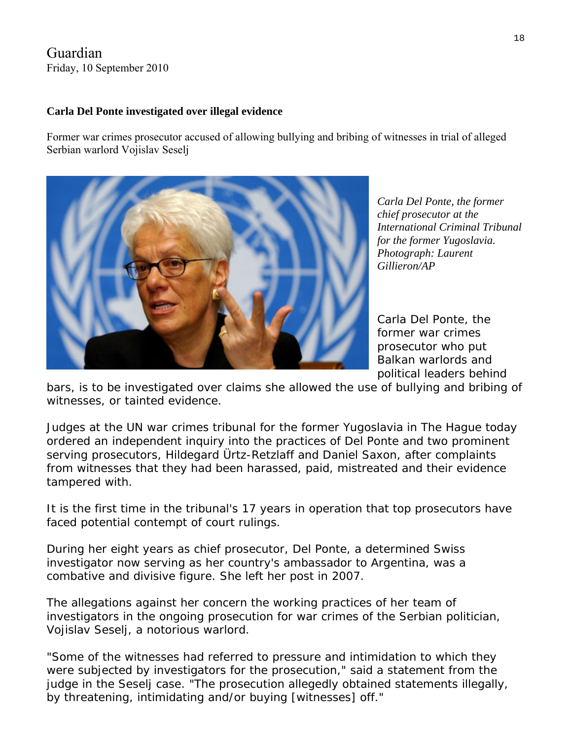Guardian
Friday, 10 September 2010

**Carla Del Ponte investigated over illegal evidence**

Former war crimes prosecutor accused of allowing bullying and bribing of witnesses in trial of alleged Serbian warlord Vojislav Seselj

*Carla Del Ponte, the former chief prosecutor at the International Criminal Tribunal for the former Yugoslavia. Photograph: Laurent Gillieron/AP*

Carla Del Ponte, the former war crimes prosecutor who put Balkan warlords and political leaders behind bars, is to be investigated over claims she allowed the use of bullying and bribing of witnesses, or tainted evidence.

Judges at the UN war crimes tribunal for the former Yugoslavia in The Hague today ordered an independent inquiry into the practices of Del Ponte and two prominent serving prosecutors, Hildegard Ürtz-Retzlaff and Daniel Saxon, after complaints from witnesses that they had been harassed, paid, mistreated and their evidence tampered with.

It is the first time in the tribunal's 17 years in operation that top prosecutors have faced potential contempt of court rulings.

During her eight years as chief prosecutor, Del Ponte, a determined Swiss investigator now serving as her country's ambassador to Argentina, was a combative and divisive figure. She left her post in 2007.

The allegations against her concern the working practices of her team of investigators in the ongoing prosecution for war crimes of the Serbian politician, Vojislav Seselj, a notorious warlord.

"Some of the witnesses had referred to pressure and intimidation to which they were subjected by investigators for the prosecution," said a statement from the judge in the Seselj case. "The prosecution allegedly obtained statements illegally, by threatening, intimidating and/or buying [witnesses] off."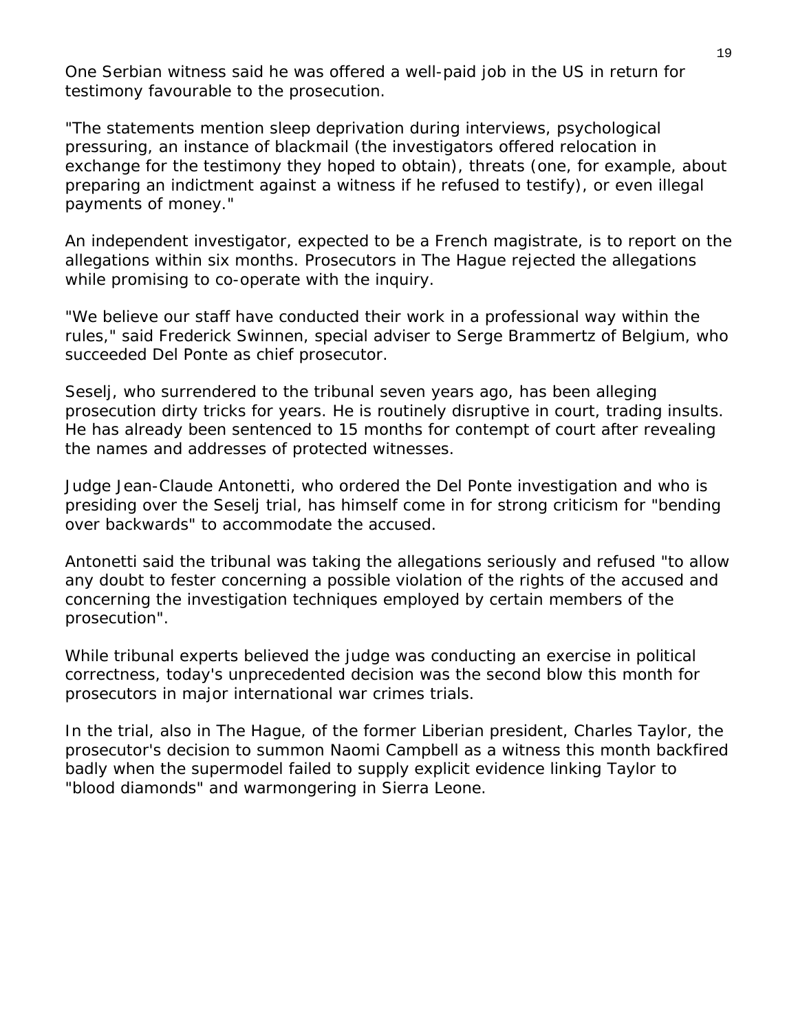One Serbian witness said he was offered a well-paid job in the US in return for testimony favourable to the prosecution.

"The statements mention sleep deprivation during interviews, psychological pressuring, an instance of blackmail (the investigators offered relocation in exchange for the testimony they hoped to obtain), threats (one, for example, about preparing an indictment against a witness if he refused to testify), or even illegal payments of money."

An independent investigator, expected to be a French magistrate, is to report on the allegations within six months. Prosecutors in The Hague rejected the allegations while promising to co-operate with the inquiry.

"We believe our staff have conducted their work in a professional way within the rules," said Frederick Swinnen, special adviser to Serge Brammertz of Belgium, who succeeded Del Ponte as chief prosecutor.

Seselj, who surrendered to the tribunal seven years ago, has been alleging prosecution dirty tricks for years. He is routinely disruptive in court, trading insults. He has already been sentenced to 15 months for contempt of court after revealing the names and addresses of protected witnesses.

Judge Jean-Claude Antonetti, who ordered the Del Ponte investigation and who is presiding over the Seselj trial, has himself come in for strong criticism for "bending over backwards" to accommodate the accused.

Antonetti said the tribunal was taking the allegations seriously and refused "to allow any doubt to fester concerning a possible violation of the rights of the accused and concerning the investigation techniques employed by certain members of the prosecution".

While tribunal experts believed the judge was conducting an exercise in political correctness, today's unprecedented decision was the second blow this month for prosecutors in major international war crimes trials.

In the trial, also in The Hague, of the former Liberian president, Charles Taylor, the prosecutor's decision to summon Naomi Campbell as a witness this month backfired badly when the supermodel failed to supply explicit evidence linking Taylor to "blood diamonds" and warmongering in Sierra Leone.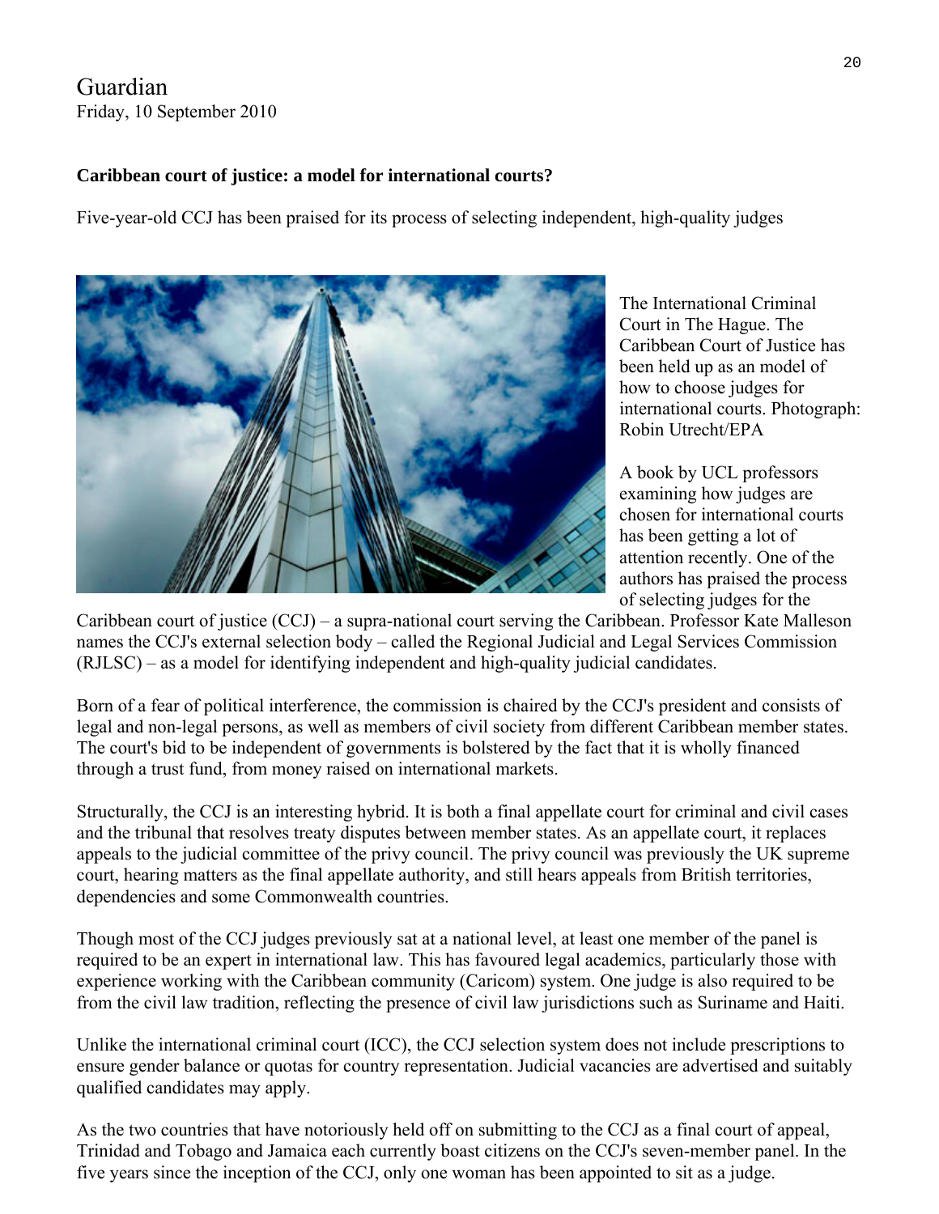Guardian
Friday, 10 September 2010

**Caribbean court of justice: a model for international courts?**

Five-year-old CCJ has been praised for its process of selecting independent, high-quality judges

The International Criminal Court in The Hague. The Caribbean Court of Justice has been held up as an model of how to choose judges for international courts. Photograph: Robin Utrecht/EPA

A book by UCL professors examining how judges are chosen for international courts has been getting a lot of attention recently. One of the authors has praised the process of selecting judges for the Caribbean court of justice (CCJ) – a supra-national court serving the Caribbean. Professor Kate Malleson names the CCJ's external selection body – called the Regional Judicial and Legal Services Commission (RJLSC) – as a model for identifying independent and high-quality judicial candidates.

Born of a fear of political interference, the commission is chaired by the CCJ's president and consists of legal and non-legal persons, as well as members of civil society from different Caribbean member states. The court's bid to be independent of governments is bolstered by the fact that it is wholly financed through a trust fund, from money raised on international markets.

Structurally, the CCJ is an interesting hybrid. It is both a final appellate court for criminal and civil cases and the tribunal that resolves treaty disputes between member states. As an appellate court, it replaces appeals to the judicial committee of the privy council. The privy council was previously the UK supreme court, hearing matters as the final appellate authority, and still hears appeals from British territories, dependencies and some Commonwealth countries.

Though most of the CCJ judges previously sat at a national level, at least one member of the panel is required to be an expert in international law. This has favoured legal academics, particularly those with experience working with the Caribbean community (Caricom) system. One judge is also required to be from the civil law tradition, reflecting the presence of civil law jurisdictions such as Suriname and Haiti.

Unlike the international criminal court (ICC), the CCJ selection system does not include prescriptions to ensure gender balance or quotas for country representation. Judicial vacancies are advertised and suitably qualified candidates may apply.

As the two countries that have notoriously held off on submitting to the CCJ as a final court of appeal, Trinidad and Tobago and Jamaica each currently boast citizens on the CCJ's seven-member panel. In the five years since the inception of the CCJ, only one woman has been appointed to sit as a judge.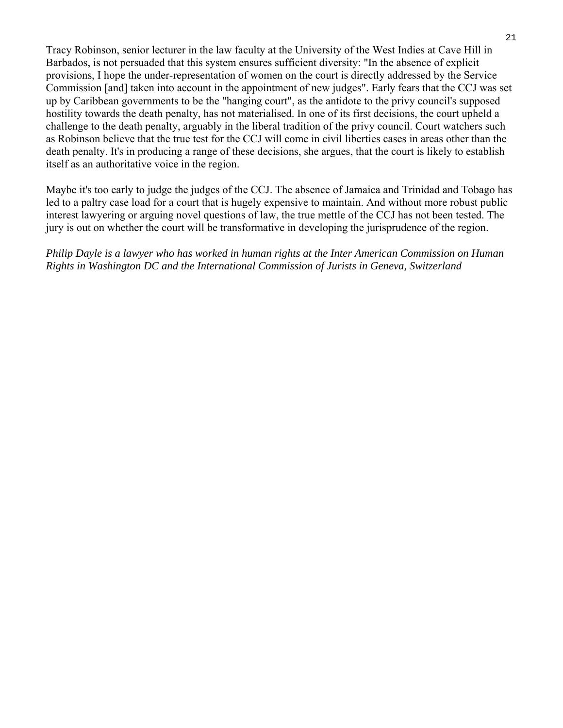Tracy Robinson, senior lecturer in the law faculty at the University of the West Indies at Cave Hill in Barbados, is not persuaded that this system ensures sufficient diversity: "In the absence of explicit provisions, I hope the under-representation of women on the court is directly addressed by the Service Commission [and] taken into account in the appointment of new judges". Early fears that the CCJ was set up by Caribbean governments to be the "hanging court", as the antidote to the privy council's supposed hostility towards the death penalty, has not materialised. In one of its first decisions, the court upheld a challenge to the death penalty, arguably in the liberal tradition of the privy council. Court watchers such as Robinson believe that the true test for the CCJ will come in civil liberties cases in areas other than the death penalty. It's in producing a range of these decisions, she argues, that the court is likely to establish itself as an authoritative voice in the region.

Maybe it's too early to judge the judges of the CCJ. The absence of Jamaica and Trinidad and Tobago has led to a paltry case load for a court that is hugely expensive to maintain. And without more robust public interest lawyering or arguing novel questions of law, the true mettle of the CCJ has not been tested. The jury is out on whether the court will be transformative in developing the jurisprudence of the region.

*Philip Dayle is a lawyer who has worked in human rights at the Inter American Commission on Human Rights in Washington DC and the International Commission of Jurists in Geneva, Switzerland*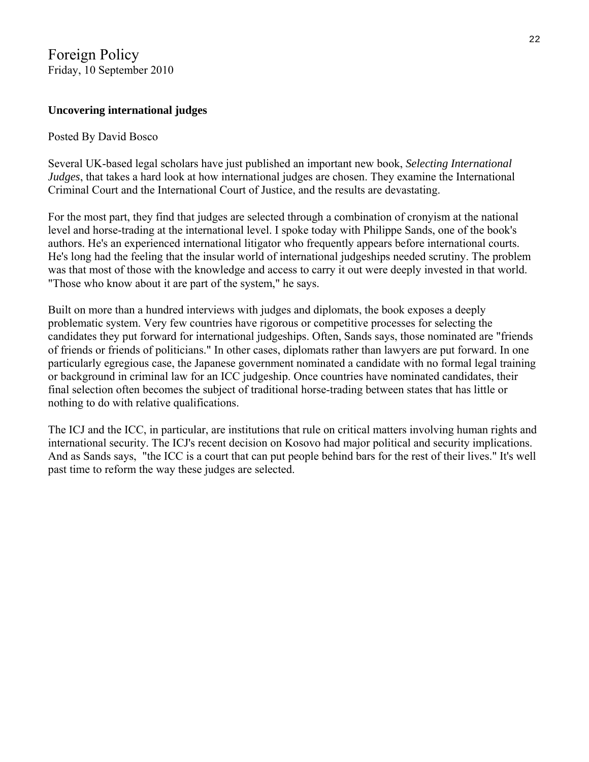Foreign Policy
Friday, 10 September 2010

**Uncovering international judges**

Posted By David Bosco

Several UK-based legal scholars have just published an important new book, *Selecting International Judges*, that takes a hard look at how international judges are chosen. They examine the International Criminal Court and the International Court of Justice, and the results are devastating.

For the most part, they find that judges are selected through a combination of cronyism at the national level and horse-trading at the international level. I spoke today with Philippe Sands, one of the book's authors. He's an experienced international litigator who frequently appears before international courts. He's long had the feeling that the insular world of international judgeships needed scrutiny. The problem was that most of those with the knowledge and access to carry it out were deeply invested in that world. "Those who know about it are part of the system," he says.

Built on more than a hundred interviews with judges and diplomats, the book exposes a deeply problematic system. Very few countries have rigorous or competitive processes for selecting the candidates they put forward for international judgeships. Often, Sands says, those nominated are "friends of friends or friends of politicians." In other cases, diplomats rather than lawyers are put forward. In one particularly egregious case, the Japanese government nominated a candidate with no formal legal training or background in criminal law for an ICC judgeship. Once countries have nominated candidates, their final selection often becomes the subject of traditional horse-trading between states that has little or nothing to do with relative qualifications.

The ICJ and the ICC, in particular, are institutions that rule on critical matters involving human rights and international security. The ICJ's recent decision on Kosovo had major political and security implications. And as Sands says, "the ICC is a court that can put people behind bars for the rest of their lives." It's well past time to reform the way these judges are selected.